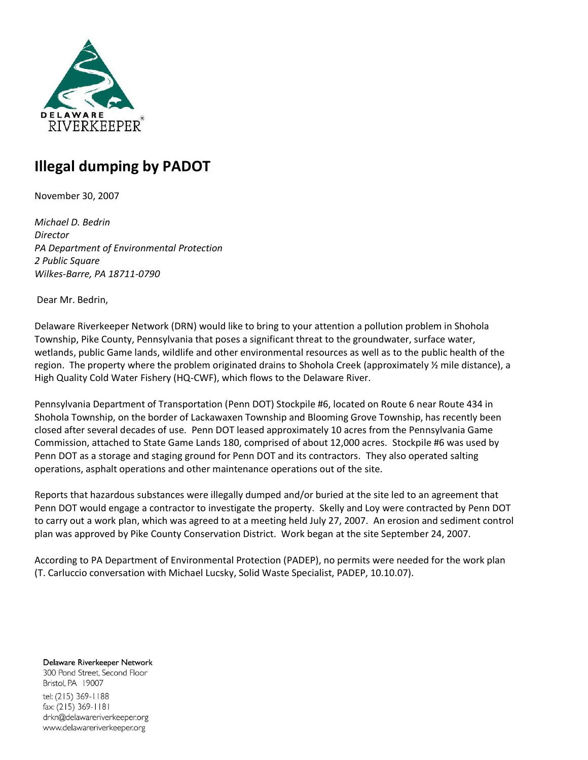DELAWARE RIVERKEEPER®

# Illegal dumping by PADOT

November 30, 2007

*Michael D. Bedrin*
*Director*
*PA Department of Environmental Protection*
*2 Public Square*
*Wilkes-Barre, PA 18711-0790*

Dear Mr. Bedrin,

Delaware Riverkeeper Network (DRN) would like to bring to your attention a pollution problem in Shohola Township, Pike County, Pennsylvania that poses a significant threat to the groundwater, surface water, wetlands, public Game lands, wildlife and other environmental resources as well as to the public health of the region. The property where the problem originated drains to Shohola Creek (approximately ½ mile distance), a High Quality Cold Water Fishery (HQ-CWF), which flows to the Delaware River.

Pennsylvania Department of Transportation (Penn DOT) Stockpile #6, located on Route 6 near Route 434 in Shohola Township, on the border of Lackawaxen Township and Blooming Grove Township, has recently been closed after several decades of use. Penn DOT leased approximately 10 acres from the Pennsylvania Game Commission, attached to State Game Lands 180, comprised of about 12,000 acres. Stockpile #6 was used by Penn DOT as a storage and staging ground for Penn DOT and its contractors. They also operated salting operations, asphalt operations and other maintenance operations out of the site.

Reports that hazardous substances were illegally dumped and/or buried at the site led to an agreement that Penn DOT would engage a contractor to investigate the property. Skelly and Loy were contracted by Penn DOT to carry out a work plan, which was agreed to at a meeting held July 27, 2007. An erosion and sediment control plan was approved by Pike County Conservation District. Work began at the site September 24, 2007.

According to PA Department of Environmental Protection (PADEP), no permits were needed for the work plan (T. Carluccio conversation with Michael Lucsky, Solid Waste Specialist, PADEP, 10.10.07).

Delaware Riverkeeper Network
300 Pond Street, Second Floor
Bristol, PA 19007
tel: (215) 369-1188
fax: (215) 369-1181
drkn@delawareriverkeeper.org
www.delawareriverkeeper.org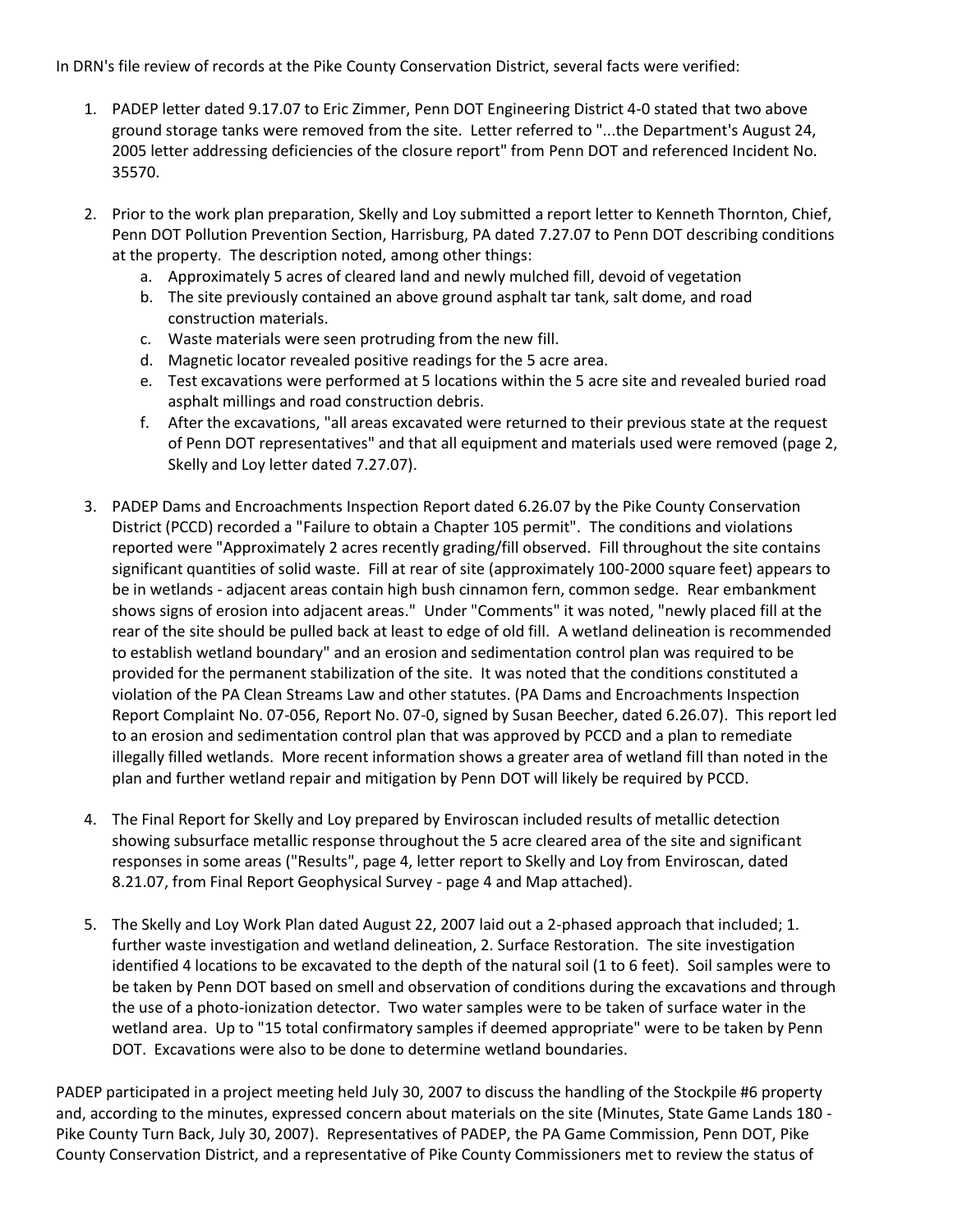In DRN's file review of records at the Pike County Conservation District, several facts were verified:

1. PADEP letter dated 9.17.07 to Eric Zimmer, Penn DOT Engineering District 4-0 stated that two above ground storage tanks were removed from the site. Letter referred to "...the Department's August 24, 2005 letter addressing deficiencies of the closure report" from Penn DOT and referenced Incident No. 35570.

2. Prior to the work plan preparation, Skelly and Loy submitted a report letter to Kenneth Thornton, Chief, Penn DOT Pollution Prevention Section, Harrisburg, PA dated 7.27.07 to Penn DOT describing conditions at the property. The description noted, among other things:
   a. Approximately 5 acres of cleared land and newly mulched fill, devoid of vegetation
   b. The site previously contained an above ground asphalt tar tank, salt dome, and road construction materials.
   c. Waste materials were seen protruding from the new fill.
   d. Magnetic locator revealed positive readings for the 5 acre area.
   e. Test excavations were performed at 5 locations within the 5 acre site and revealed buried road asphalt millings and road construction debris.
   f. After the excavations, "all areas excavated were returned to their previous state at the request of Penn DOT representatives" and that all equipment and materials used were removed (page 2, Skelly and Loy letter dated 7.27.07).

3. PADEP Dams and Encroachments Inspection Report dated 6.26.07 by the Pike County Conservation District (PCCD) recorded a "Failure to obtain a Chapter 105 permit". The conditions and violations reported were "Approximately 2 acres recently grading/fill observed. Fill throughout the site contains significant quantities of solid waste. Fill at rear of site (approximately 100-2000 square feet) appears to be in wetlands - adjacent areas contain high bush cinnamon fern, common sedge. Rear embankment shows signs of erosion into adjacent areas." Under "Comments" it was noted, "newly placed fill at the rear of the site should be pulled back at least to edge of old fill. A wetland delineation is recommended to establish wetland boundary" and an erosion and sedimentation control plan was required to be provided for the permanent stabilization of the site. It was noted that the conditions constituted a violation of the PA Clean Streams Law and other statutes. (PA Dams and Encroachments Inspection Report Complaint No. 07-056, Report No. 07-0, signed by Susan Beecher, dated 6.26.07). This report led to an erosion and sedimentation control plan that was approved by PCCD and a plan to remediate illegally filled wetlands. More recent information shows a greater area of wetland fill than noted in the plan and further wetland repair and mitigation by Penn DOT will likely be required by PCCD.

4. The Final Report for Skelly and Loy prepared by Enviroscan included results of metallic detection showing subsurface metallic response throughout the 5 acre cleared area of the site and significant responses in some areas ("Results", page 4, letter report to Skelly and Loy from Enviroscan, dated 8.21.07, from Final Report Geophysical Survey - page 4 and Map attached).

5. The Skelly and Loy Work Plan dated August 22, 2007 laid out a 2-phased approach that included; 1. further waste investigation and wetland delineation, 2. Surface Restoration. The site investigation identified 4 locations to be excavated to the depth of the natural soil (1 to 6 feet). Soil samples were to be taken by Penn DOT based on smell and observation of conditions during the excavations and through the use of a photo-ionization detector. Two water samples were to be taken of surface water in the wetland area. Up to "15 total confirmatory samples if deemed appropriate" were to be taken by Penn DOT. Excavations were also to be done to determine wetland boundaries.

PADEP participated in a project meeting held July 30, 2007 to discuss the handling of the Stockpile #6 property and, according to the minutes, expressed concern about materials on the site (Minutes, State Game Lands 180 - Pike County Turn Back, July 30, 2007). Representatives of PADEP, the PA Game Commission, Penn DOT, Pike County Conservation District, and a representative of Pike County Commissioners met to review the status of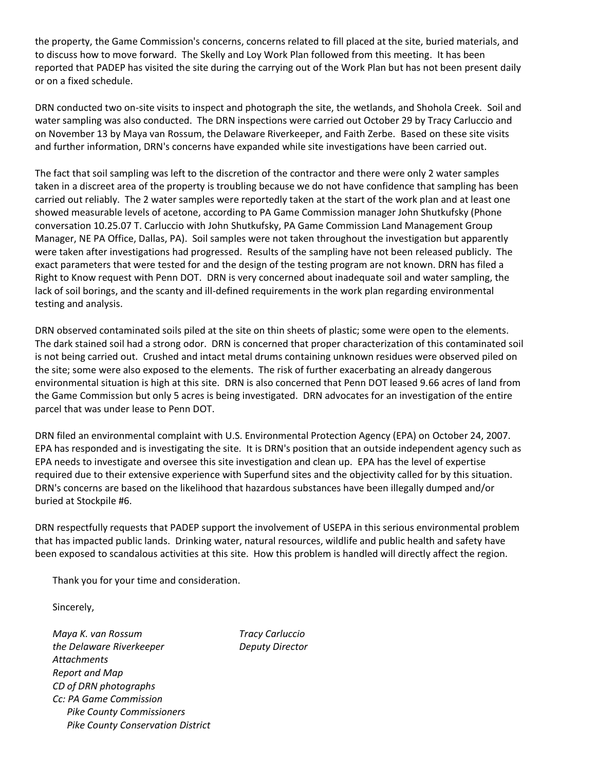the property, the Game Commission's concerns, concerns related to fill placed at the site, buried materials, and to discuss how to move forward. The Skelly and Loy Work Plan followed from this meeting. It has been reported that PADEP has visited the site during the carrying out of the Work Plan but has not been present daily or on a fixed schedule.

DRN conducted two on-site visits to inspect and photograph the site, the wetlands, and Shohola Creek. Soil and water sampling was also conducted. The DRN inspections were carried out October 29 by Tracy Carluccio and on November 13 by Maya van Rossum, the Delaware Riverkeeper, and Faith Zerbe. Based on these site visits and further information, DRN's concerns have expanded while site investigations have been carried out.

The fact that soil sampling was left to the discretion of the contractor and there were only 2 water samples taken in a discreet area of the property is troubling because we do not have confidence that sampling has been carried out reliably. The 2 water samples were reportedly taken at the start of the work plan and at least one showed measurable levels of acetone, according to PA Game Commission manager John Shutkufsky (Phone conversation 10.25.07 T. Carluccio with John Shutkufsky, PA Game Commission Land Management Group Manager, NE PA Office, Dallas, PA). Soil samples were not taken throughout the investigation but apparently were taken after investigations had progressed. Results of the sampling have not been released publicly. The exact parameters that were tested for and the design of the testing program are not known. DRN has filed a Right to Know request with Penn DOT. DRN is very concerned about inadequate soil and water sampling, the lack of soil borings, and the scanty and ill-defined requirements in the work plan regarding environmental testing and analysis.

DRN observed contaminated soils piled at the site on thin sheets of plastic; some were open to the elements. The dark stained soil had a strong odor. DRN is concerned that proper characterization of this contaminated soil is not being carried out. Crushed and intact metal drums containing unknown residues were observed piled on the site; some were also exposed to the elements. The risk of further exacerbating an already dangerous environmental situation is high at this site. DRN is also concerned that Penn DOT leased 9.66 acres of land from the Game Commission but only 5 acres is being investigated. DRN advocates for an investigation of the entire parcel that was under lease to Penn DOT.

DRN filed an environmental complaint with U.S. Environmental Protection Agency (EPA) on October 24, 2007. EPA has responded and is investigating the site. It is DRN's position that an outside independent agency such as EPA needs to investigate and oversee this site investigation and clean up. EPA has the level of expertise required due to their extensive experience with Superfund sites and the objectivity called for by this situation. DRN's concerns are based on the likelihood that hazardous substances have been illegally dumped and/or buried at Stockpile #6.

DRN respectfully requests that PADEP support the involvement of USEPA in this serious environmental problem that has impacted public lands. Drinking water, natural resources, wildlife and public health and safety have been exposed to scandalous activities at this site. How this problem is handled will directly affect the region.

Thank you for your time and consideration.

Sincerely,

*Maya K. van Rossum*
*the Delaware Riverkeeper*

*Tracy Carluccio*
*Deputy Director*

*Attachments*
*Report and Map*
*CD of DRN photographs*
*Cc: PA Game Commission*
*Pike County Commissioners*
*Pike County Conservation District*